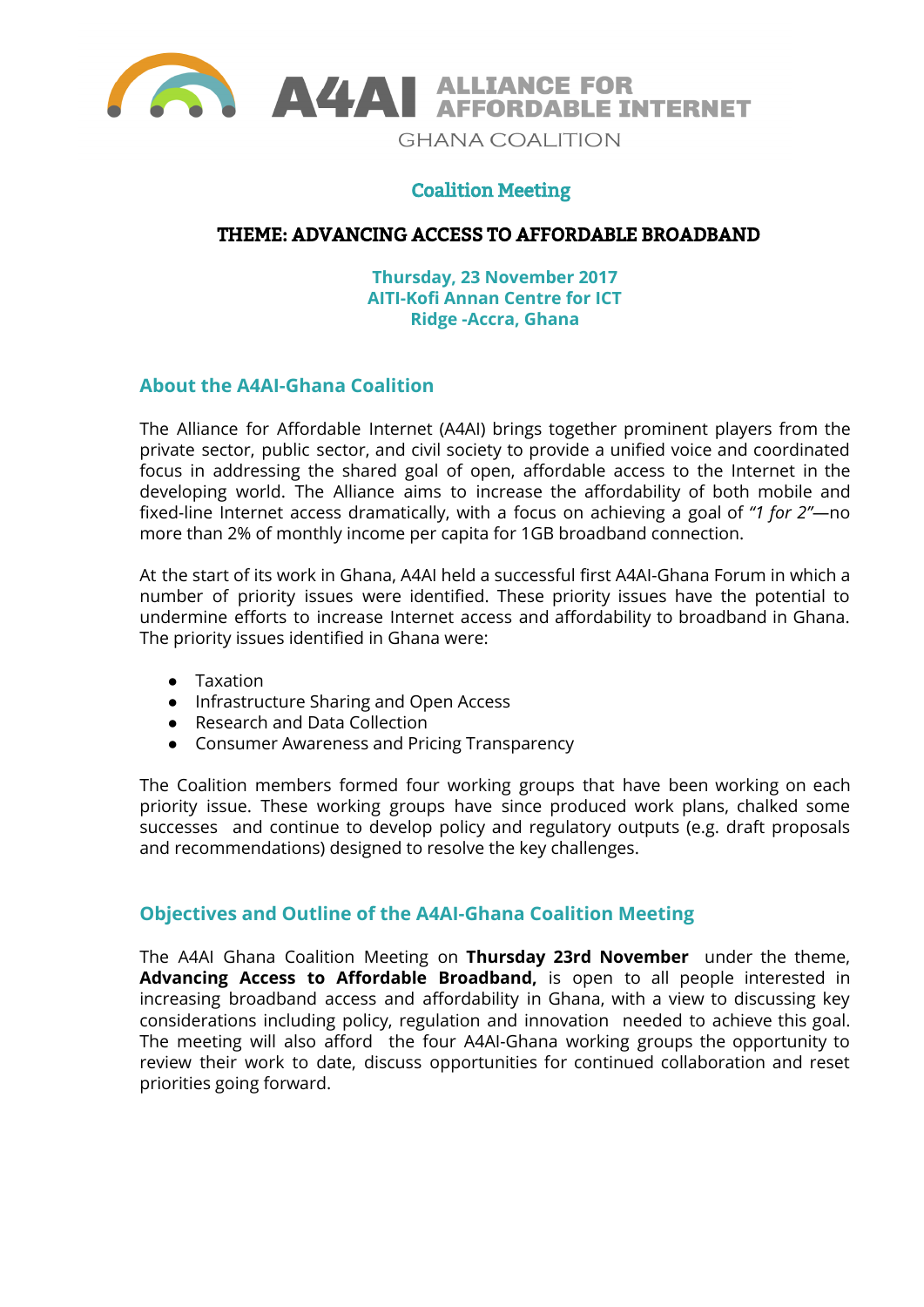A4AI ALLIANCE FOR AFFORDABLE INTERNET

GHANA COALITION

# Coalition Meeting

## THEME: ADVANCING ACCESS TO AFFORDABLE BROADBAND

**Thursday, 23 November 2017**
**AITI-Kofi Annan Centre for ICT**
**Ridge -Accra, Ghana**

## About the A4AI-Ghana Coalition

The Alliance for Affordable Internet (A4AI) brings together prominent players from the private sector, public sector, and civil society to provide a unified voice and coordinated focus in addressing the shared goal of open, affordable access to the Internet in the developing world. The Alliance aims to increase the affordability of both mobile and fixed-line Internet access dramatically, with a focus on achieving a goal of "*1 for 2*"—no more than 2% of monthly income per capita for 1GB broadband connection.

At the start of its work in Ghana, A4AI held a successful first A4AI-Ghana Forum in which a number of priority issues were identified. These priority issues have the potential to undermine efforts to increase Internet access and affordability to broadband in Ghana. The priority issues identified in Ghana were:

- Taxation
- Infrastructure Sharing and Open Access
- Research and Data Collection
- Consumer Awareness and Pricing Transparency

The Coalition members formed four working groups that have been working on each priority issue. These working groups have since produced work plans, chalked some successes and continue to develop policy and regulatory outputs (e.g. draft proposals and recommendations) designed to resolve the key challenges.

## Objectives and Outline of the A4AI-Ghana Coalition Meeting

The A4AI Ghana Coalition Meeting on **Thursday 23rd November** under the theme, **Advancing Access to Affordable Broadband,** is open to all people interested in increasing broadband access and affordability in Ghana, with a view to discussing key considerations including policy, regulation and innovation needed to achieve this goal. The meeting will also afford the four A4AI-Ghana working groups the opportunity to review their work to date, discuss opportunities for continued collaboration and reset priorities going forward.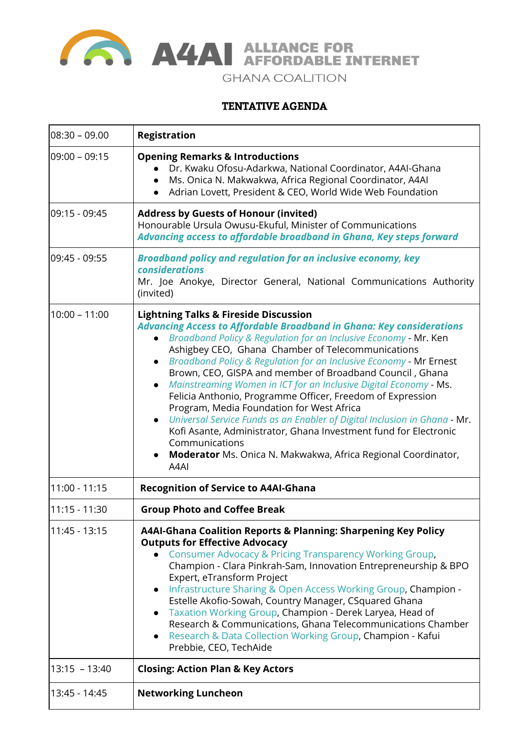A4AI ALLIANCE FOR AFFORDABLE INTERNET

GHANA COALITION

## TENTATIVE AGENDA

| | |
|---|---|
| 08:30 – 09.00 | **Registration** |
| 09:00 – 09:15 | **Opening Remarks & Introductions**<br>• Dr. Kwaku Ofosu-Adarkwa, National Coordinator, A4AI-Ghana<br>• Ms. Onica N. Makwakwa, Africa Regional Coordinator, A4AI<br>• Adrian Lovett, President & CEO, World Wide Web Foundation |
| 09:15 - 09:45 | **Address by Guests of Honour (invited)**<br>Honourable Ursula Owusu-Ekuful, Minister of Communications<br>***Advancing access to affordable broadband in Ghana, Key steps forward*** |
| 09:45 - 09:55 | ***Broadband policy and regulation for an inclusive economy, key considerations***<br>Mr. Joe Anokye, Director General, National Communications Authority (invited) |
| 10:00 – 11:00 | **Lightning Talks & Fireside Discussion**<br>***Advancing Access to Affordable Broadband in Ghana: Key considerations***<br>• *Broadband Policy & Regulation for an Inclusive Economy* - Mr. Ken Ashigbey CEO, Ghana Chamber of Telecommunications<br>• *Broadband Policy & Regulation for an Inclusive Economy* - Mr Ernest Brown, CEO, GISPA and member of Broadband Council , Ghana<br>• *Mainstreaming Women in ICT for an Inclusive Digital Economy* - Ms. Felicia Anthonio, Programme Officer, Freedom of Expression Program, Media Foundation for West Africa<br>• *Universal Service Funds as an Enabler of Digital Inclusion in Ghana* - Mr. Kofi Asante, Administrator, Ghana Investment fund for Electronic Communications<br>• **Moderator** Ms. Onica N. Makwakwa, Africa Regional Coordinator, A4AI |
| 11:00 - 11:15 | **Recognition of Service to A4AI-Ghana** |
| 11:15 - 11:30 | **Group Photo and Coffee Break** |
| 11:45 - 13:15 | **A4AI-Ghana Coalition Reports & Planning: Sharpening Key Policy Outputs for Effective Advocacy**<br>• Consumer Advocacy & Pricing Transparency Working Group, Champion - Clara Pinkrah-Sam, Innovation Entrepreneurship & BPO Expert, eTransform Project<br>• Infrastructure Sharing & Open Access Working Group, Champion - Estelle Akofio-Sowah, Country Manager, CSquared Ghana<br>• Taxation Working Group, Champion - Derek Laryea, Head of Research & Communications, Ghana Telecommunications Chamber<br>• Research & Data Collection Working Group, Champion - Kafui Prebbie, CEO, TechAide |
| 13:15 – 13:40 | **Closing: Action Plan & Key Actors** |
| 13:45 - 14:45 | **Networking Luncheon** |